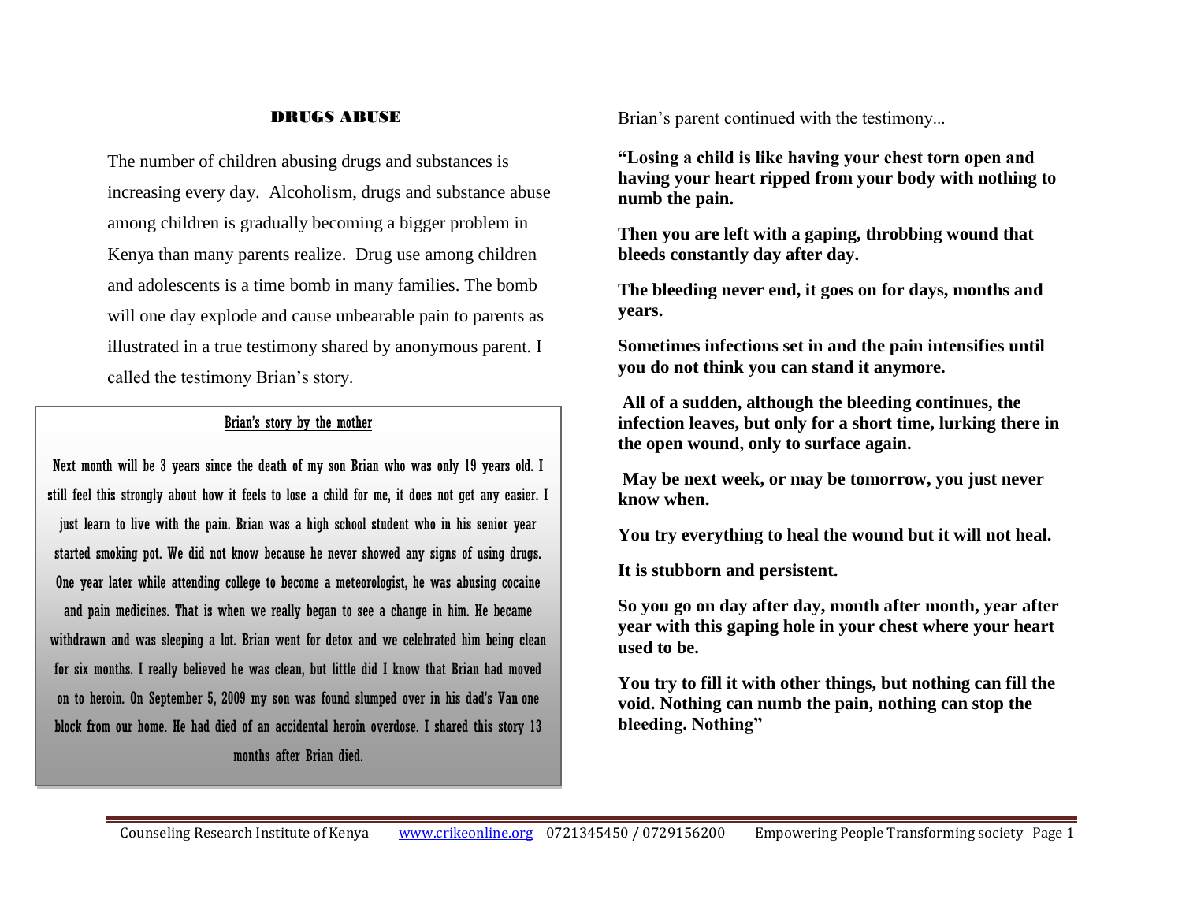## DRUGS ABUSE

The number of children abusing drugs and substances is increasing every day. Alcoholism, drugs and substance abuse among children is gradually becoming a bigger problem in Kenya than many parents realize. Drug use among children and adolescents is a time bomb in many families. The bomb will one day explode and cause unbearable pain to parents as illustrated in a true testimony shared by anonymous parent. I called the testimony Brian's story.

### Brian's story by the mother

Next month will be 3 years since the death of my son Brian who was only 19 years old. I still feel this strongly about how it feels to lose a child for me, it does not get any easier. I just learn to live with the pain. Brian was a high school student who in his senior year started smoking pot. We did not know because he never showed any signs of using drugs. One year later while attending college to become a meteorologist, he was abusing cocaine and pain medicines. That is when we really began to see a change in him. He became withdrawn and was sleeping a lot. Brian went for detox and we celebrated him being clean for six months. I really believed he was clean, but little did I know that Brian had moved on to heroin. On September 5, 2009 my son was found slumped over in his dad's Van one block from our home. He had died of an accidental heroin overdose. I shared this story 13 months after Brian died.

Brian's parent continued with the testimony...

**"Losing a child is like having your chest torn open and having your heart ripped from your body with nothing to numb the pain.**

**Then you are left with a gaping, throbbing wound that bleeds constantly day after day.**

**The bleeding never end, it goes on for days, months and years.**

**Sometimes infections set in and the pain intensifies until you do not think you can stand it anymore.**

**All of a sudden, although the bleeding continues, the infection leaves, but only for a short time, lurking there in the open wound, only to surface again.**

**May be next week, or may be tomorrow, you just never know when.**

**You try everything to heal the wound but it will not heal.**

**It is stubborn and persistent.**

**So you go on day after day, month after month, year after year with this gaping hole in your chest where your heart used to be.**

**You try to fill it with other things, but nothing can fill the void. Nothing can numb the pain, nothing can stop the bleeding. Nothing"**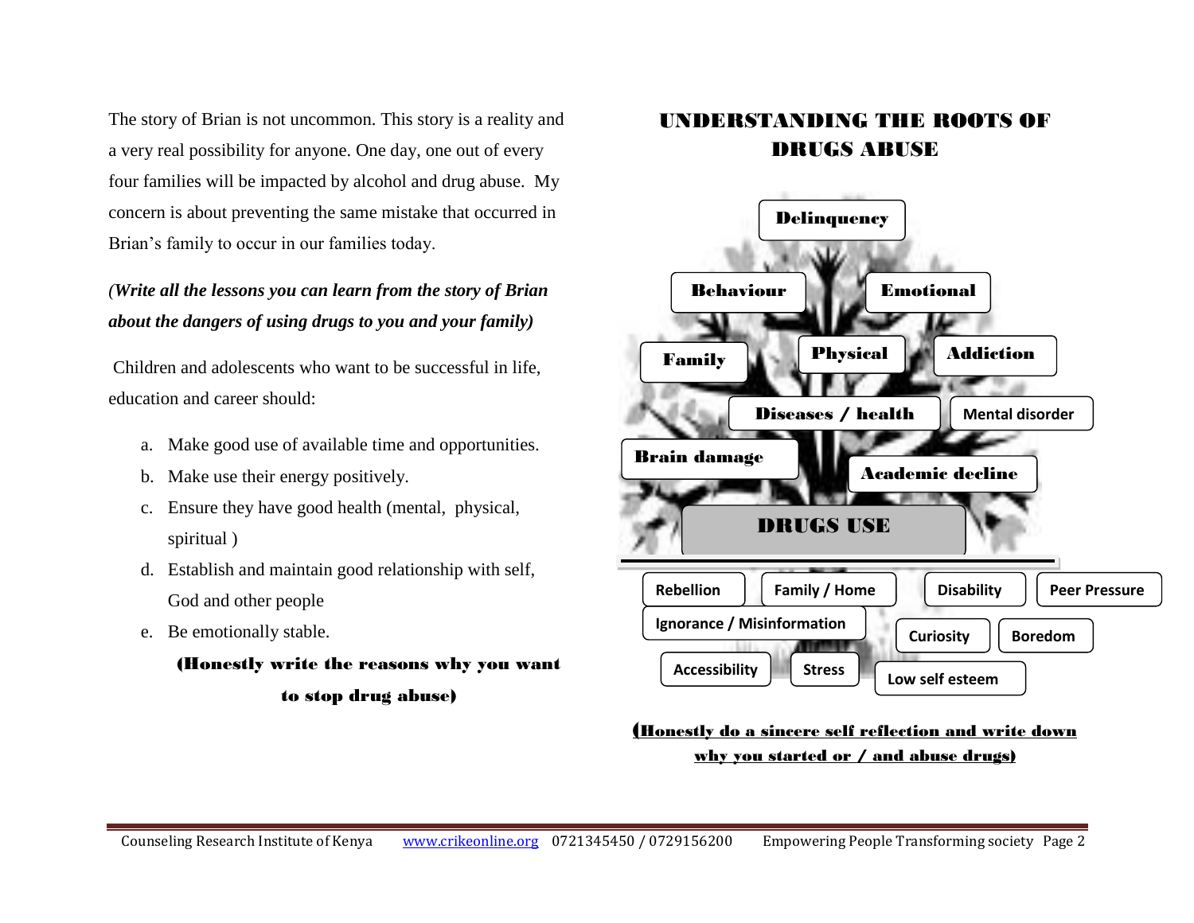The story of Brian is not uncommon. This story is a reality and a very real possibility for anyone. One day, one out of every four families will be impacted by alcohol and drug abuse. My concern is about preventing the same mistake that occurred in Brian's family to occur in our families today.

***(Write all the lessons you can learn from the story of Brian about the dangers of using drugs to you and your family)***

Children and adolescents who want to be successful in life, education and career should:

a. Make good use of available time and opportunities.
b. Make use their energy positively.
c. Ensure they have good health (mental, physical, spiritual )
d. Establish and maintain good relationship with self, God and other people
e. Be emotionally stable.

**(Honestly write the reasons why you want to stop drug abuse)**

## UNDERSTANDING THE ROOTS OF DRUGS ABUSE

**Delinquency**

**Behaviour** | **Emotional**

**Family** | **Physical** | **Addiction**

**Diseases / health** | **Mental disorder**

**Brain damage** | **Academic decline**

**DRUGS USE**

**Rebellion** | **Family / Home** | **Disability** | **Peer Pressure**

**Ignorance / Misinformation** | **Curiosity** | **Boredom**

**Accessibility** | **Stress** | **Low self esteem**

**(Honestly do a sincere self reflection and write down why you started or / and abuse drugs)**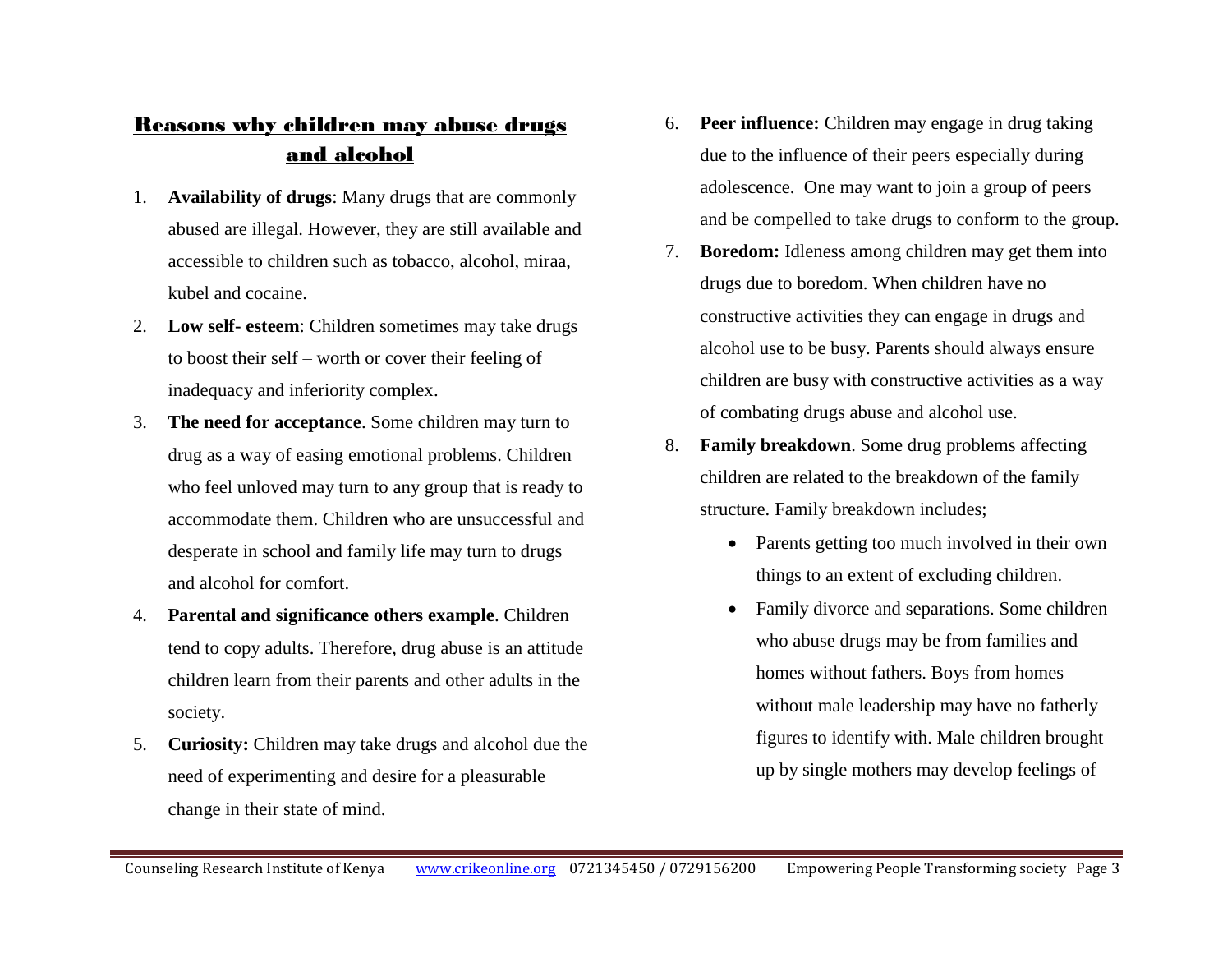## Reasons why children may abuse drugs and alcohol

1. **Availability of drugs**: Many drugs that are commonly abused are illegal. However, they are still available and accessible to children such as tobacco, alcohol, miraa, kubel and cocaine.
2. **Low self- esteem**: Children sometimes may take drugs to boost their self – worth or cover their feeling of inadequacy and inferiority complex.
3. **The need for acceptance**. Some children may turn to drug as a way of easing emotional problems. Children who feel unloved may turn to any group that is ready to accommodate them. Children who are unsuccessful and desperate in school and family life may turn to drugs and alcohol for comfort.
4. **Parental and significance others example**. Children tend to copy adults. Therefore, drug abuse is an attitude children learn from their parents and other adults in the society.
5. **Curiosity:** Children may take drugs and alcohol due the need of experimenting and desire for a pleasurable change in their state of mind.
6. **Peer influence:** Children may engage in drug taking due to the influence of their peers especially during adolescence. One may want to join a group of peers and be compelled to take drugs to conform to the group.
7. **Boredom:** Idleness among children may get them into drugs due to boredom. When children have no constructive activities they can engage in drugs and alcohol use to be busy. Parents should always ensure children are busy with constructive activities as a way of combating drugs abuse and alcohol use.
8. **Family breakdown**. Some drug problems affecting children are related to the breakdown of the family structure. Family breakdown includes;
   - Parents getting too much involved in their own things to an extent of excluding children.
   - Family divorce and separations. Some children who abuse drugs may be from families and homes without fathers. Boys from homes without male leadership may have no fatherly figures to identify with. Male children brought up by single mothers may develop feelings of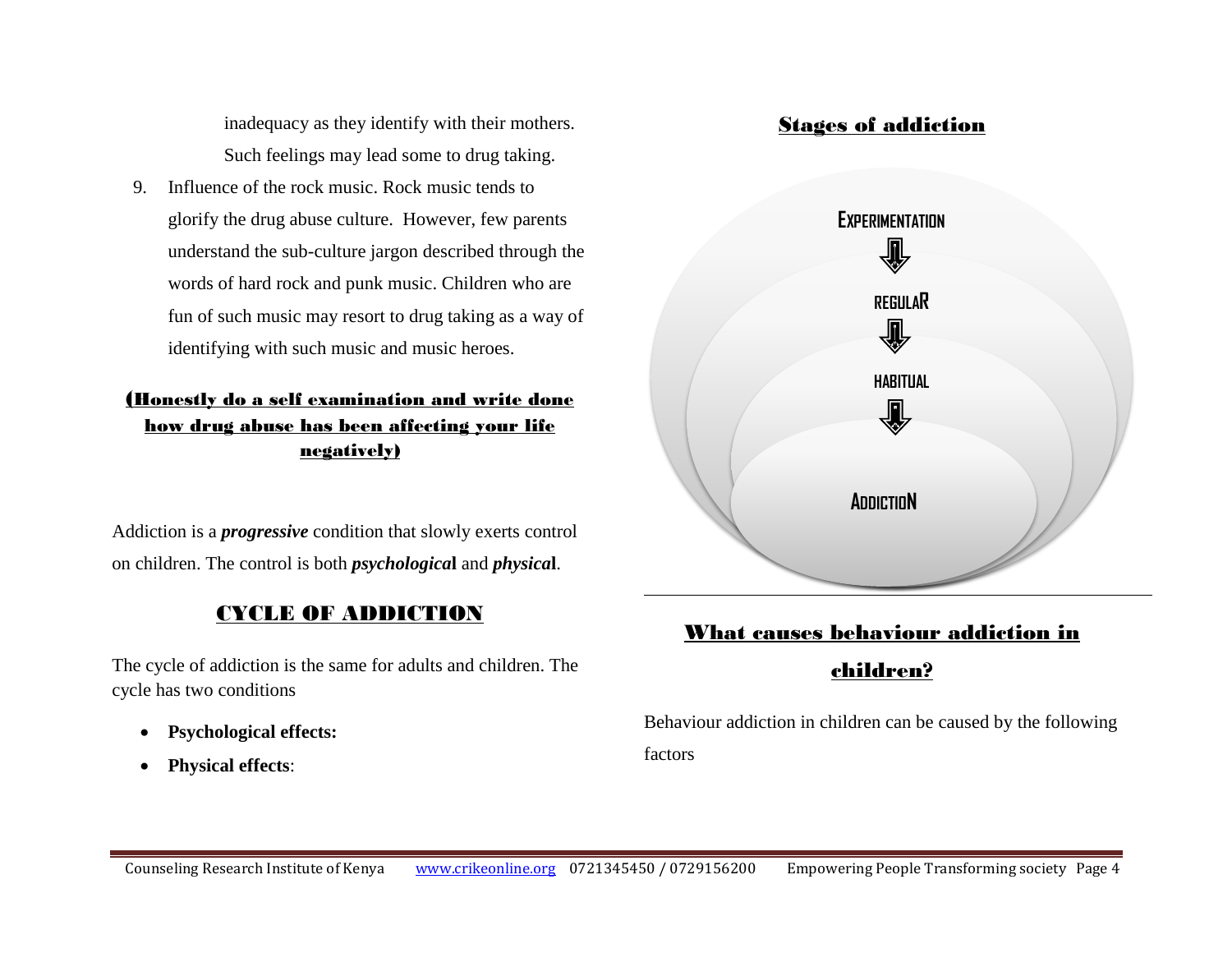inadequacy as they identify with their mothers. Such feelings may lead some to drug taking.

9. Influence of the rock music. Rock music tends to glorify the drug abuse culture. However, few parents understand the sub-culture jargon described through the words of hard rock and punk music. Children who are fun of such music may resort to drug taking as a way of identifying with such music and music heroes.

**(Honestly do a self examination and write done how drug abuse has been affecting your life negatively)**

Addiction is a ***progressive*** condition that slowly exerts control on children. The control is both ***psychological*** and ***physical***.

## CYCLE OF ADDICTION

The cycle of addiction is the same for adults and children. The cycle has two conditions

- **Psychological effects:**
- **Physical effects**:

## Stages of addiction

EXPERIMENTATION
⇓
REGULAR
⇓
HABITUAL
⇓
ADDICTION

## What causes behaviour addiction in children?

Behaviour addiction in children can be caused by the following factors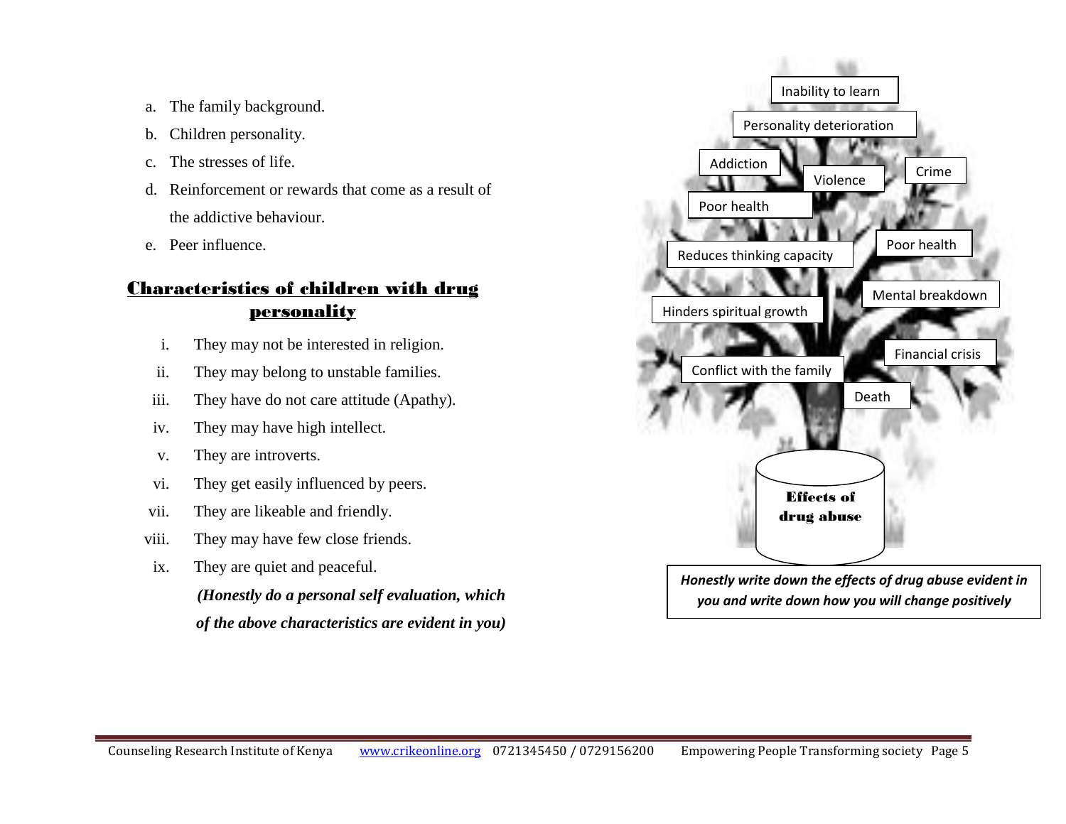a. The family background.
b. Children personality.
c. The stresses of life.
d. Reinforcement or rewards that come as a result of the addictive behaviour.
e. Peer influence.

## Characteristics of children with drug personality

i. They may not be interested in religion.
ii. They may belong to unstable families.
iii. They have do not care attitude (Apathy).
iv. They may have high intellect.
v. They are introverts.
vi. They get easily influenced by peers.
vii. They are likeable and friendly.
viii. They may have few close friends.
ix. They are quiet and peaceful.

***(Honestly do a personal self evaluation, which of the above characteristics are evident in you)***

**Effects of drug abuse**

- Inability to learn
- Personality deterioration
- Addiction
- Violence
- Crime
- Poor health
- Reduces thinking capacity
- Poor health
- Mental breakdown
- Hinders spiritual growth
- Financial crisis
- Conflict with the family
- Death

***Honestly write down the effects of drug abuse evident in you and write down how you will change positively***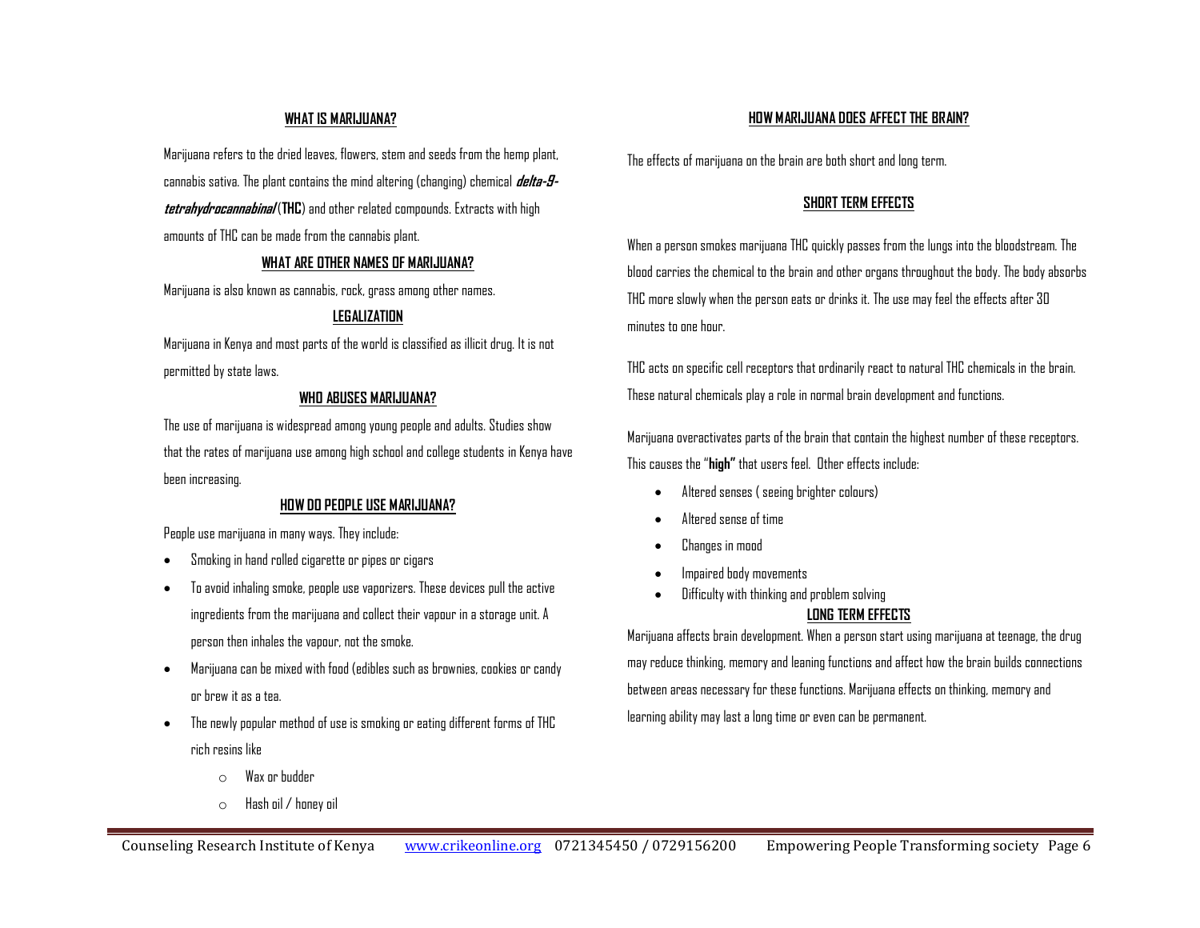## WHAT IS MARIJUANA?

Marijuana refers to the dried leaves, flowers, stem and seeds from the hemp plant, cannabis sativa. The plant contains the mind altering (changing) chemical ***delta-9-tetrahydrocannabinal*** (**THC**) and other related compounds. Extracts with high amounts of THC can be made from the cannabis plant.

## WHAT ARE OTHER NAMES OF MARIJUANA?

Marijuana is also known as cannabis, rock, grass among other names.

## LEGALIZATION

Marijuana in Kenya and most parts of the world is classified as illicit drug. It is not permitted by state laws.

## WHO ABUSES MARIJUANA?

The use of marijuana is widespread among young people and adults. Studies show that the rates of marijuana use among high school and college students in Kenya have been increasing.

## HOW DO PEOPLE USE MARIJUANA?

People use marijuana in many ways. They include:

- Smoking in hand rolled cigarette or pipes or cigars
- To avoid inhaling smoke, people use vaporizers. These devices pull the active ingredients from the marijuana and collect their vapour in a storage unit. A person then inhales the vapour, not the smoke.
- Marijuana can be mixed with food (edibles such as brownies, cookies or candy or brew it as a tea.
- The newly popular method of use is smoking or eating different forms of THC rich resins like
  - Wax or budder
  - Hash oil / honey oil

## HOW MARIJUANA DOES AFFECT THE BRAIN?

The effects of marijuana on the brain are both short and long term.

## SHORT TERM EFFECTS

When a person smokes marijuana THC quickly passes from the lungs into the bloodstream. The blood carries the chemical to the brain and other organs throughout the body. The body absorbs THC more slowly when the person eats or drinks it. The use may feel the effects after 30 minutes to one hour.

THC acts on specific cell receptors that ordinarily react to natural THC chemicals in the brain. These natural chemicals play a role in normal brain development and functions.

Marijuana overactivates parts of the brain that contain the highest number of these receptors. This causes the "**high"** that users feel. Other effects include:

- Altered senses ( seeing brighter colours)
- Altered sense of time
- Changes in mood
- Impaired body movements
- Difficulty with thinking and problem solving

## LONG TERM EFFECTS

Marijuana affects brain development. When a person start using marijuana at teenage, the drug may reduce thinking, memory and leaning functions and affect how the brain builds connections between areas necessary for these functions. Marijuana effects on thinking, memory and learning ability may last a long time or even can be permanent.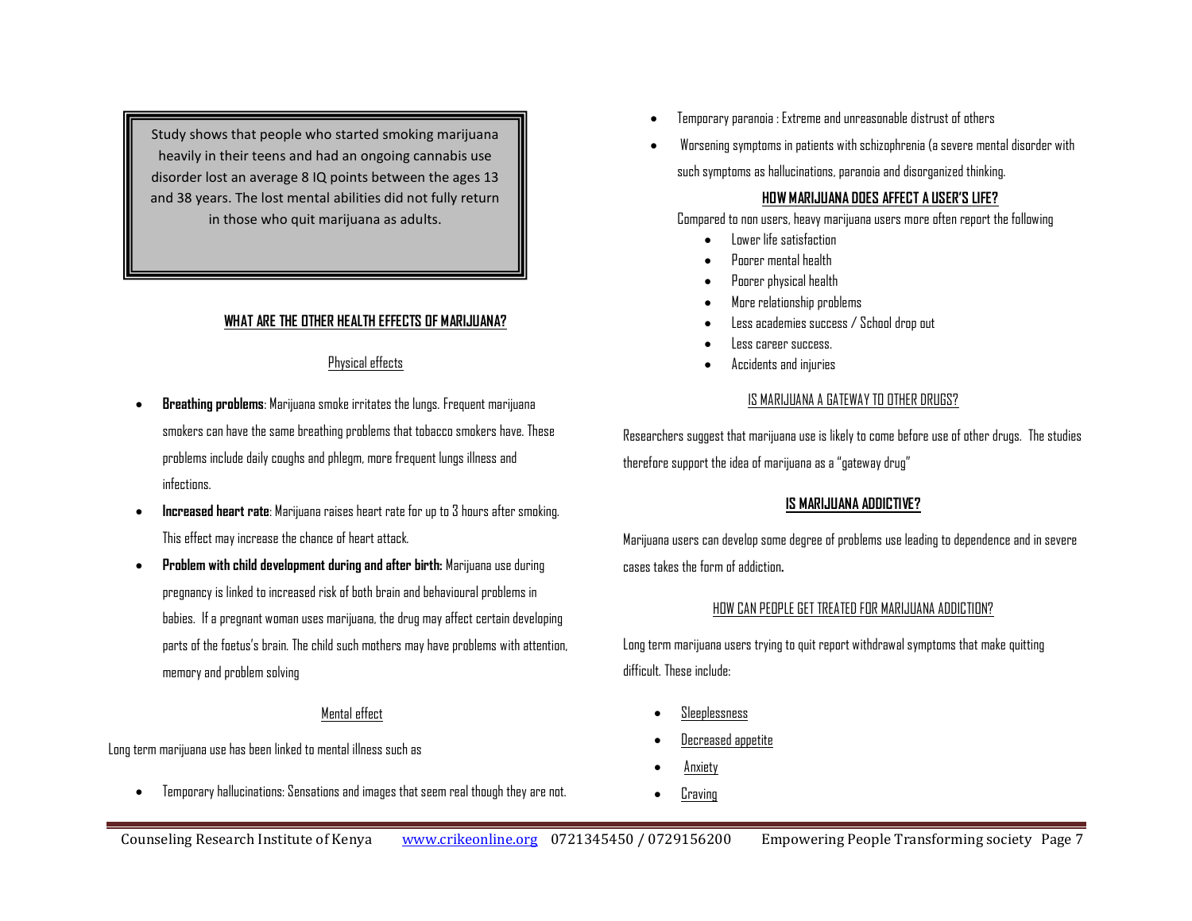> Study shows that people who started smoking marijuana heavily in their teens and had an ongoing cannabis use disorder lost an average 8 IQ points between the ages 13 and 38 years. The lost mental abilities did not fully return in those who quit marijuana as adults.

## WHAT ARE THE OTHER HEALTH EFFECTS OF MARIJUANA?

### Physical effects

- **Breathing problems**: Marijuana smoke irritates the lungs. Frequent marijuana smokers can have the same breathing problems that tobacco smokers have. These problems include daily coughs and phlegm, more frequent lungs illness and infections.
- **Increased heart rate**: Marijuana raises heart rate for up to 3 hours after smoking. This effect may increase the chance of heart attack.
- **Problem with child development during and after birth:** Marijuana use during pregnancy is linked to increased risk of both brain and behavioural problems in babies. If a pregnant woman uses marijuana, the drug may affect certain developing parts of the foetus's brain. The child such mothers may have problems with attention, memory and problem solving

### Mental effect

Long term marijuana use has been linked to mental illness such as

- Temporary hallucinations: Sensations and images that seem real though they are not.
- Temporary paranoia : Extreme and unreasonable distrust of others
- Worsening symptoms in patients with schizophrenia (a severe mental disorder with such symptoms as hallucinations, paranoia and disorganized thinking.

## HOW MARIJUANA DOES AFFECT A USER'S LIFE?

Compared to non users, heavy marijuana users more often report the following

- Lower life satisfaction
- Poorer mental health
- Poorer physical health
- More relationship problems
- Less academies success / School drop out
- Less career success.
- Accidents and injuries

## IS MARIJUANA A GATEWAY TO OTHER DRUGS?

Researchers suggest that marijuana use is likely to come before use of other drugs. The studies therefore support the idea of marijuana as a "gateway drug"

## IS MARIJUANA ADDICTIVE?

Marijuana users can develop some degree of problems use leading to dependence and in severe cases takes the form of addiction**.**

## HOW CAN PEOPLE GET TREATED FOR MARIJUANA ADDICTION?

Long term marijuana users trying to quit report withdrawal symptoms that make quitting difficult. These include:

- Sleeplessness
- Decreased appetite
- Anxiety
- Craving